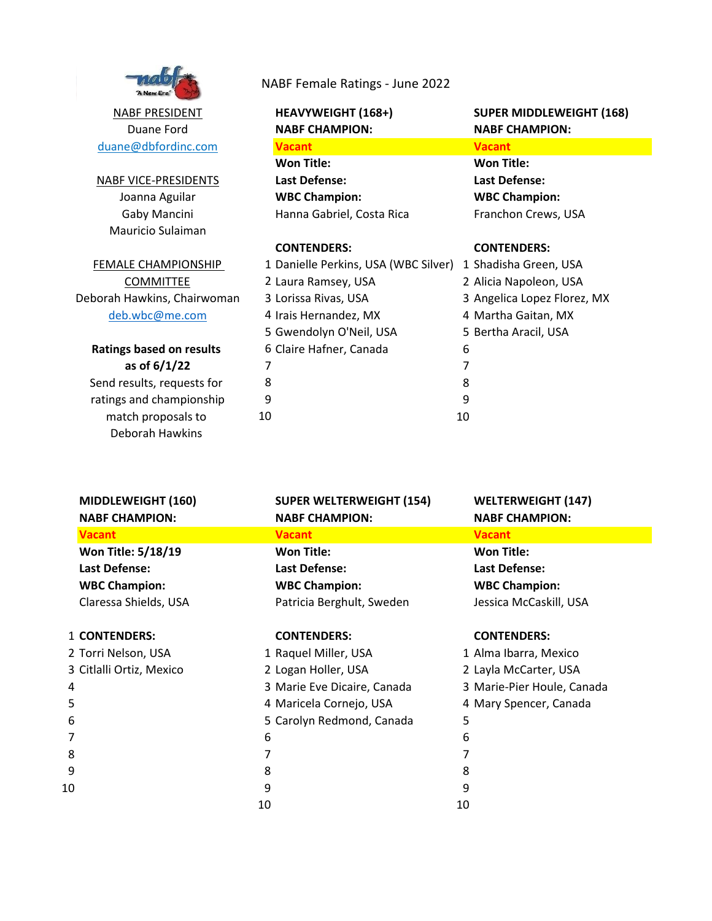# NABF Female Ratings - June 2022

**NABF PRESIDENT**
Duane Ford
duane@dbfordinc.com

**NABF VICE-PRESIDENTS**
Joanna Aguilar
Gaby Mancini
Mauricio Sulaiman

**FEMALE CHAMPIONSHIP COMMITTEE**
Deborah Hawkins, Chairwoman
deb.wbc@me.com

**Ratings based on results as of 6/1/22**

Send results, requests for ratings and championship match proposals to Deborah Hawkins

## HEAVYWEIGHT (168+)

**NABF CHAMPION:**
Vacant
**Won Title:**
**Last Defense:**
**WBC Champion:**
Hanna Gabriel, Costa Rica

**CONTENDERS:**

1. Danielle Perkins, USA (WBC Silver)
2. Laura Ramsey, USA
3. Lorissa Rivas, USA
4. Irais Hernandez, MX
5. Gwendolyn O'Neil, USA
6. Claire Hafner, Canada
7. 
8. 
9. 
10. 

## SUPER MIDDLEWEIGHT (168)

**NABF CHAMPION:**
Vacant
**Won Title:**
**Last Defense:**
**WBC Champion:**
Franchon Crews, USA

**CONTENDERS:**

1. Shadisha Green, USA
2. Alicia Napoleon, USA
3. Angelica Lopez Florez, MX
4. Martha Gaitan, MX
5. Bertha Aracil, USA
6. 
7. 
8. 
9. 
10. 

## MIDDLEWEIGHT (160)

**NABF CHAMPION:**
Vacant
**Won Title: 5/18/19**
**Last Defense:**
**WBC Champion:**
Claressa Shields, USA

1 **CONTENDERS:**
2 Torri Nelson, USA
3 Citlalli Ortiz, Mexico
4
5
6
7
8
9
10

## SUPER WELTERWEIGHT (154)

**NABF CHAMPION:**
Vacant
**Won Title:**
**Last Defense:**
**WBC Champion:**
Patricia Berghult, Sweden

**CONTENDERS:**

1. Raquel Miller, USA
2. Logan Holler, USA
3. Marie Eve Dicaire, Canada
4. Maricela Cornejo, USA
5. Carolyn Redmond, Canada
6. 
7. 
8. 
9. 
10. 

## WELTERWEIGHT (147)

**NABF CHAMPION:**
Vacant
**Won Title:**
**Last Defense:**
**WBC Champion:**
Jessica McCaskill, USA

**CONTENDERS:**

1. Alma Ibarra, Mexico
2. Layla McCarter, USA
3. Marie-Pier Houle, Canada
4. Mary Spencer, Canada
5. 
6. 
7. 
8. 
9. 
10.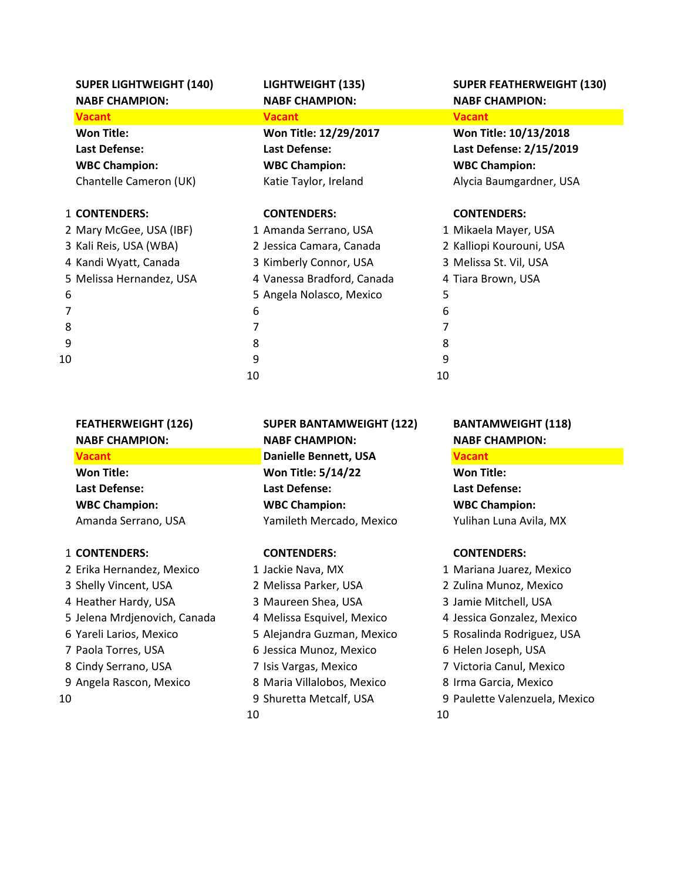## SUPER LIGHTWEIGHT (140)

**NABF CHAMPION:**

**Vacant**

**Won Title:**

**Last Defense:**

**WBC Champion:**

Chantelle Cameron (UK)

1 **CONTENDERS:**

2 Mary McGee, USA (IBF)
3 Kali Reis, USA (WBA)
4 Kandi Wyatt, Canada
5 Melissa Hernandez, USA
6
7
8
9
10

## LIGHTWEIGHT (135)

**NABF CHAMPION:**

**Vacant**

**Won Title: 12/29/2017**

**Last Defense:**

**WBC Champion:**

Katie Taylor, Ireland

**CONTENDERS:**

1 Amanda Serrano, USA
2 Jessica Camara, Canada
3 Kimberly Connor, USA
4 Vanessa Bradford, Canada
5 Angela Nolasco, Mexico
6
7
8
9
10

## SUPER FEATHERWEIGHT (130)

**NABF CHAMPION:**

**Vacant**

**Won Title: 10/13/2018**

**Last Defense: 2/15/2019**

**WBC Champion:**

Alycia Baumgardner, USA

**CONTENDERS:**

1 Mikaela Mayer, USA
2 Kalliopi Kourouni, USA
3 Melissa St. Vil, USA
4 Tiara Brown, USA
5
6
7
8
9
10

## FEATHERWEIGHT (126)

**NABF CHAMPION:**

**Vacant**

**Won Title:**

**Last Defense:**

**WBC Champion:**

Amanda Serrano, USA

1 **CONTENDERS:**

2 Erika Hernandez, Mexico
3 Shelly Vincent, USA
4 Heather Hardy, USA
5 Jelena Mrdjenovich, Canada
6 Yareli Larios, Mexico
7 Paola Torres, USA
8 Cindy Serrano, USA
9 Angela Rascon, Mexico
10

## SUPER BANTAMWEIGHT (122)

**NABF CHAMPION:**

**Danielle Bennett, USA**

**Won Title: 5/14/22**

**Last Defense:**

**WBC Champion:**

Yamileth Mercado, Mexico

**CONTENDERS:**

1 Jackie Nava, MX
2 Melissa Parker, USA
3 Maureen Shea, USA
4 Melissa Esquivel, Mexico
5 Alejandra Guzman, Mexico
6 Jessica Munoz, Mexico
7 Isis Vargas, Mexico
8 Maria Villalobos, Mexico
9 Shuretta Metcalf, USA
10

## BANTAMWEIGHT (118)

**NABF CHAMPION:**

**Vacant**

**Won Title:**

**Last Defense:**

**WBC Champion:**

Yulihan Luna Avila, MX

**CONTENDERS:**

1 Mariana Juarez, Mexico
2 Zulina Munoz, Mexico
3 Jamie Mitchell, USA
4 Jessica Gonzalez, Mexico
5 Rosalinda Rodriguez, USA
6 Helen Joseph, USA
7 Victoria Canul, Mexico
8 Irma Garcia, Mexico
9 Paulette Valenzuela, Mexico
10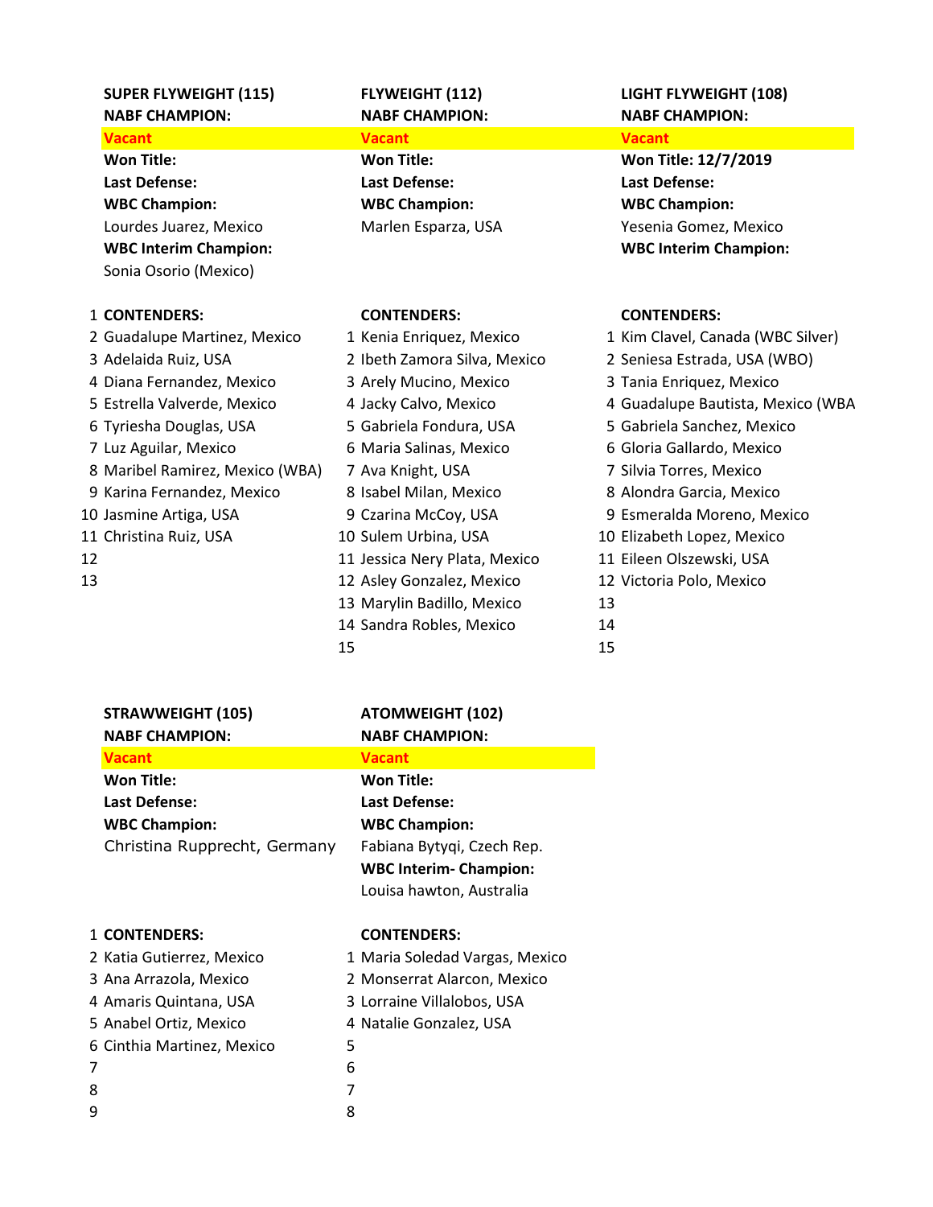## SUPER FLYWEIGHT (115)

**NABF CHAMPION:**

**Vacant**

**Won Title:**

**Last Defense:**

**WBC Champion:**

Lourdes Juarez, Mexico

**WBC Interim Champion:**

Sonia Osorio (Mexico)

1 **CONTENDERS:**

2 Guadalupe Martinez, Mexico
3 Adelaida Ruiz, USA
4 Diana Fernandez, Mexico
5 Estrella Valverde, Mexico
6 Tyriesha Douglas, USA
7 Luz Aguilar, Mexico
8 Maribel Ramirez, Mexico (WBA)
9 Karina Fernandez, Mexico
10 Jasmine Artiga, USA
11 Christina Ruiz, USA
12
13

## FLYWEIGHT (112)

**NABF CHAMPION:**

**Vacant**

**Won Title:**

**Last Defense:**

**WBC Champion:**

Marlen Esparza, USA

**CONTENDERS:**

1 Kenia Enriquez, Mexico
2 Ibeth Zamora Silva, Mexico
3 Arely Mucino, Mexico
4 Jacky Calvo, Mexico
5 Gabriela Fondura, USA
6 Maria Salinas, Mexico
7 Ava Knight, USA
8 Isabel Milan, Mexico
9 Czarina McCoy, USA
10 Sulem Urbina, USA
11 Jessica Nery Plata, Mexico
12 Asley Gonzalez, Mexico
13 Marylin Badillo, Mexico
14 Sandra Robles, Mexico
15

## LIGHT FLYWEIGHT (108)

**NABF CHAMPION:**

**Vacant**

**Won Title: 12/7/2019**

**Last Defense:**

**WBC Champion:**

Yesenia Gomez, Mexico

**WBC Interim Champion:**

**CONTENDERS:**

1 Kim Clavel, Canada (WBC Silver)
2 Seniesa Estrada, USA (WBO)
3 Tania Enriquez, Mexico
4 Guadalupe Bautista, Mexico (WBA
5 Gabriela Sanchez, Mexico
6 Gloria Gallardo, Mexico
7 Silvia Torres, Mexico
8 Alondra Garcia, Mexico
9 Esmeralda Moreno, Mexico
10 Elizabeth Lopez, Mexico
11 Eileen Olszewski, USA
12 Victoria Polo, Mexico
13
14
15

## STRAWWEIGHT (105)

**NABF CHAMPION:**

**Vacant**

**Won Title:**

**Last Defense:**

**WBC Champion:**

Christina Rupprecht, Germany

1 **CONTENDERS:**

2 Katia Gutierrez, Mexico
3 Ana Arrazola, Mexico
4 Amaris Quintana, USA
5 Anabel Ortiz, Mexico
6 Cinthia Martinez, Mexico
7
8
9

## ATOMWEIGHT (102)

**NABF CHAMPION:**

**Vacant**

**Won Title:**

**Last Defense:**

**WBC Champion:**

Fabiana Bytyqi, Czech Rep.

**WBC Interim- Champion:**

Louisa hawton, Australia

**CONTENDERS:**

1 Maria Soledad Vargas, Mexico
2 Monserrat Alarcon, Mexico
3 Lorraine Villalobos, USA
4 Natalie Gonzalez, USA
5
6
7
8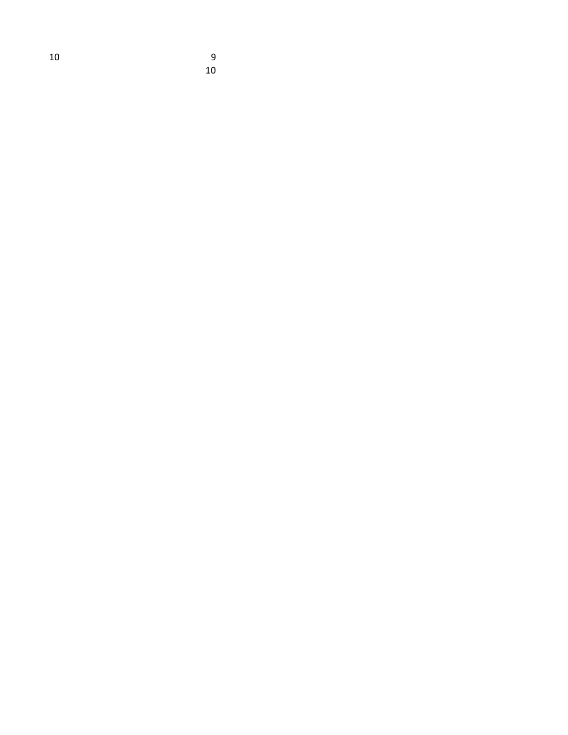| | |
|---|---|
| 10 | 9 |
| | 10 |